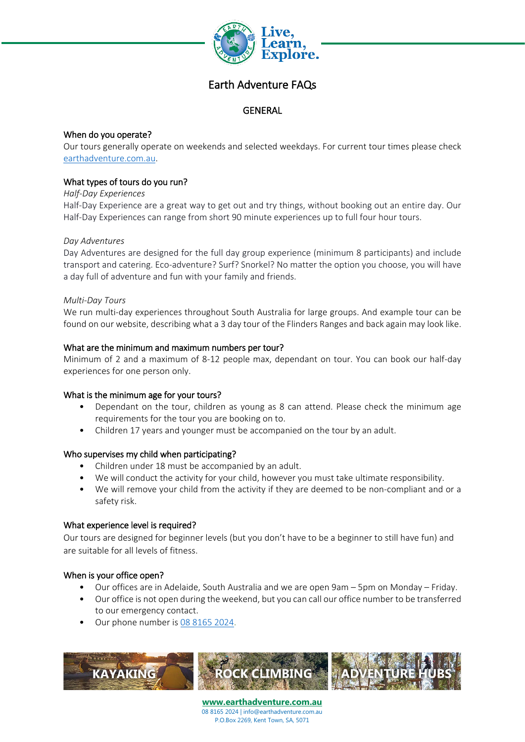Live, Learn, Explore.

# Earth Adventure FAQs

## GENERAL

### When do you operate?

Our tours generally operate on weekends and selected weekdays. For current tour times please check earthadventure.com.au.

### What types of tours do you run?

*Half-Day Experiences*

Half-Day Experience are a great way to get out and try things, without booking out an entire day. Our Half-Day Experiences can range from short 90 minute experiences up to full four hour tours.

*Day Adventures*

Day Adventures are designed for the full day group experience (minimum 8 participants) and include transport and catering. Eco-adventure? Surf? Snorkel? No matter the option you choose, you will have a day full of adventure and fun with your family and friends.

*Multi-Day Tours*

We run multi-day experiences throughout South Australia for large groups. And example tour can be found on our website, describing what a 3 day tour of the Flinders Ranges and back again may look like.

### What are the minimum and maximum numbers per tour?

Minimum of 2 and a maximum of 8-12 people max, dependant on tour. You can book our half-day experiences for one person only.

### What is the minimum age for your tours?

- Dependant on the tour, children as young as 8 can attend. Please check the minimum age requirements for the tour you are booking on to.
- Children 17 years and younger must be accompanied on the tour by an adult.

### Who supervises my child when participating?

- Children under 18 must be accompanied by an adult.
- We will conduct the activity for your child, however you must take ultimate responsibility.
- We will remove your child from the activity if they are deemed to be non-compliant and or a safety risk.

### What experience level is required?

Our tours are designed for beginner levels (but you don't have to be a beginner to still have fun) and are suitable for all levels of fitness.

### When is your office open?

- Our offices are in Adelaide, South Australia and we are open 9am – 5pm on Monday – Friday.
- Our office is not open during the weekend, but you can call our office number to be transferred to our emergency contact.
- Our phone number is 08 8165 2024.

KAYAKING | ROCK CLIMBING | ADVENTURE HUBS

**www.earthadventure.com.au**
08 8165 2024 | info@earthadventure.com.au
P.O.Box 2269, Kent Town, SA, 5071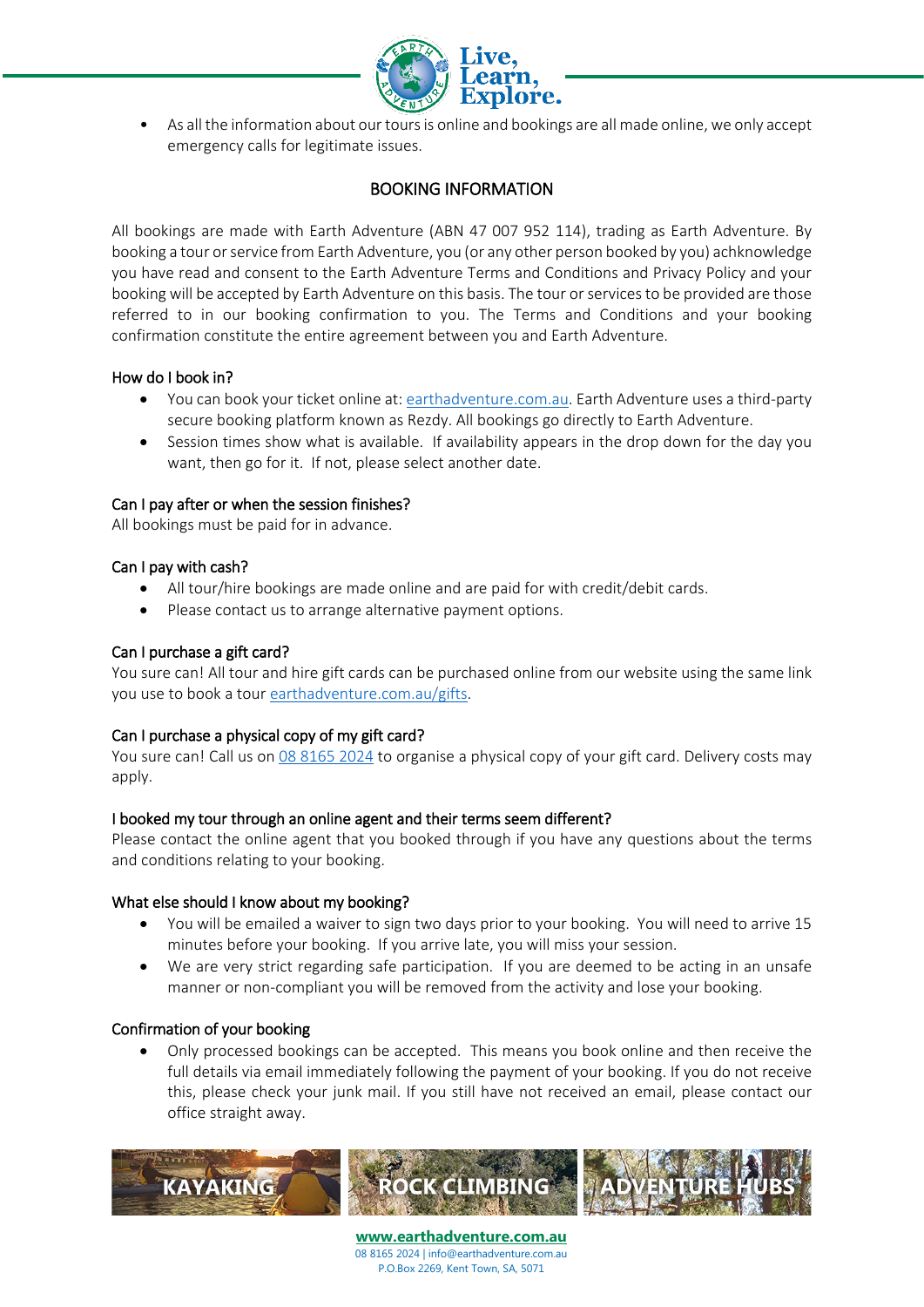- As all the information about our tours is online and bookings are all made online, we only accept emergency calls for legitimate issues.

## BOOKING INFORMATION

All bookings are made with Earth Adventure (ABN 47 007 952 114), trading as Earth Adventure. By booking a tour or service from Earth Adventure, you (or any other person booked by you) achknowledge you have read and consent to the Earth Adventure Terms and Conditions and Privacy Policy and your booking will be accepted by Earth Adventure on this basis. The tour or services to be provided are those referred to in our booking confirmation to you. The Terms and Conditions and your booking confirmation constitute the entire agreement between you and Earth Adventure.

### How do I book in?

- You can book your ticket online at: earthadventure.com.au. Earth Adventure uses a third-party secure booking platform known as Rezdy. All bookings go directly to Earth Adventure.
- Session times show what is available. If availability appears in the drop down for the day you want, then go for it. If not, please select another date.

### Can I pay after or when the session finishes?

All bookings must be paid for in advance.

### Can I pay with cash?

- All tour/hire bookings are made online and are paid for with credit/debit cards.
- Please contact us to arrange alternative payment options.

### Can I purchase a gift card?

You sure can! All tour and hire gift cards can be purchased online from our website using the same link you use to book a tour earthadventure.com.au/gifts.

### Can I purchase a physical copy of my gift card?

You sure can! Call us on 08 8165 2024 to organise a physical copy of your gift card. Delivery costs may apply.

### I booked my tour through an online agent and their terms seem different?

Please contact the online agent that you booked through if you have any questions about the terms and conditions relating to your booking.

### What else should I know about my booking?

- You will be emailed a waiver to sign two days prior to your booking. You will need to arrive 15 minutes before your booking. If you arrive late, you will miss your session.
- We are very strict regarding safe participation. If you are deemed to be acting in an unsafe manner or non-compliant you will be removed from the activity and lose your booking.

### Confirmation of your booking

- Only processed bookings can be accepted. This means you book online and then receive the full details via email immediately following the payment of your booking. If you do not receive this, please check your junk mail. If you still have not received an email, please contact our office straight away.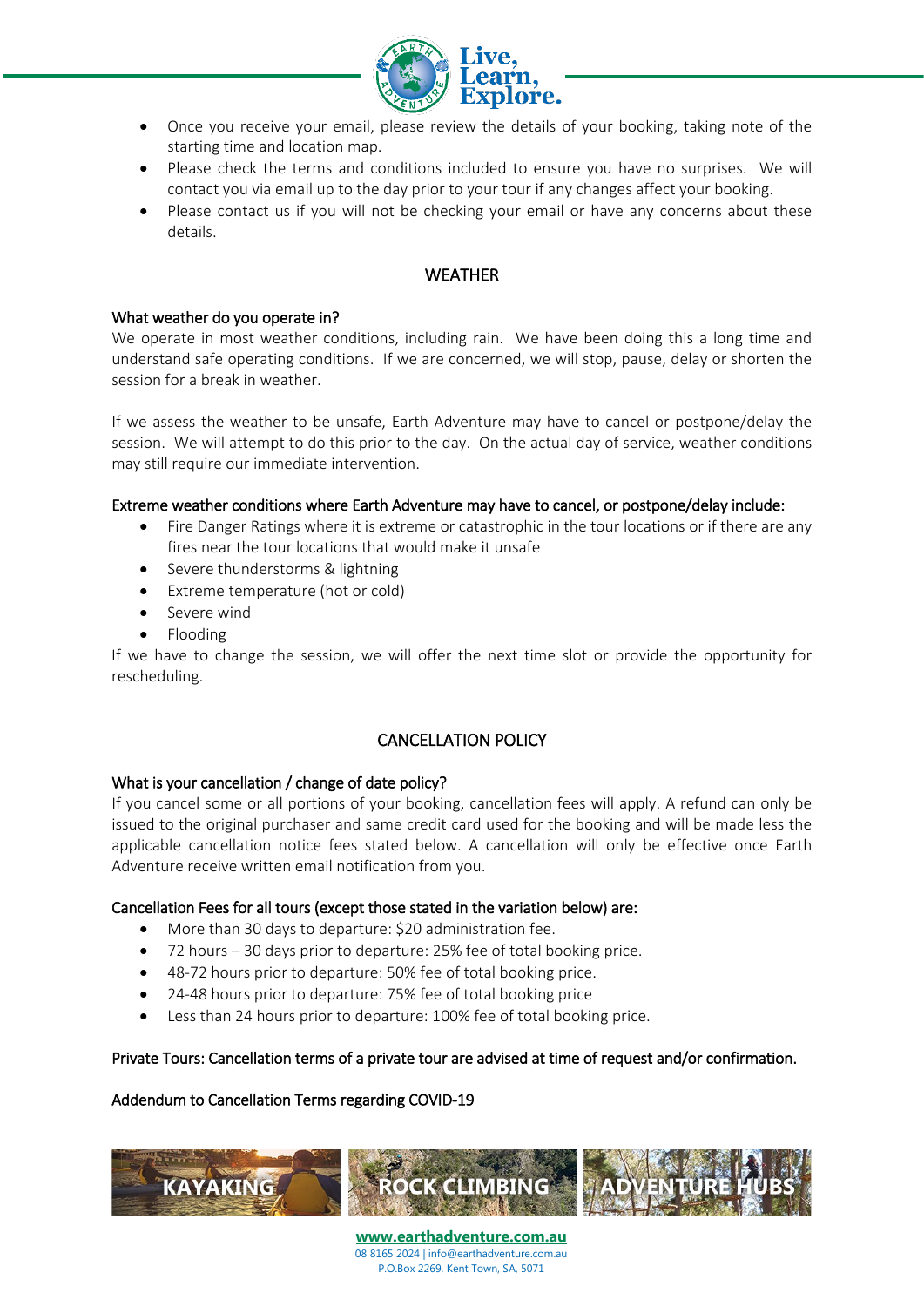- Once you receive your email, please review the details of your booking, taking note of the starting time and location map.
- Please check the terms and conditions included to ensure you have no surprises. We will contact you via email up to the day prior to your tour if any changes affect your booking.
- Please contact us if you will not be checking your email or have any concerns about these details.

## WEATHER

### What weather do you operate in?

We operate in most weather conditions, including rain. We have been doing this a long time and understand safe operating conditions. If we are concerned, we will stop, pause, delay or shorten the session for a break in weather.

If we assess the weather to be unsafe, Earth Adventure may have to cancel or postpone/delay the session. We will attempt to do this prior to the day. On the actual day of service, weather conditions may still require our immediate intervention.

### Extreme weather conditions where Earth Adventure may have to cancel, or postpone/delay include:

- Fire Danger Ratings where it is extreme or catastrophic in the tour locations or if there are any fires near the tour locations that would make it unsafe
- Severe thunderstorms & lightning
- Extreme temperature (hot or cold)
- Severe wind
- Flooding

If we have to change the session, we will offer the next time slot or provide the opportunity for rescheduling.

## CANCELLATION POLICY

### What is your cancellation / change of date policy?

If you cancel some or all portions of your booking, cancellation fees will apply. A refund can only be issued to the original purchaser and same credit card used for the booking and will be made less the applicable cancellation notice fees stated below. A cancellation will only be effective once Earth Adventure receive written email notification from you.

### Cancellation Fees for all tours (except those stated in the variation below) are:

- More than 30 days to departure: $20 administration fee.
- 72 hours – 30 days prior to departure: 25% fee of total booking price.
- 48-72 hours prior to departure: 50% fee of total booking price.
- 24-48 hours prior to departure: 75% fee of total booking price
- Less than 24 hours prior to departure: 100% fee of total booking price.

### Private Tours: Cancellation terms of a private tour are advised at time of request and/or confirmation.

### Addendum to Cancellation Terms regarding COVID-19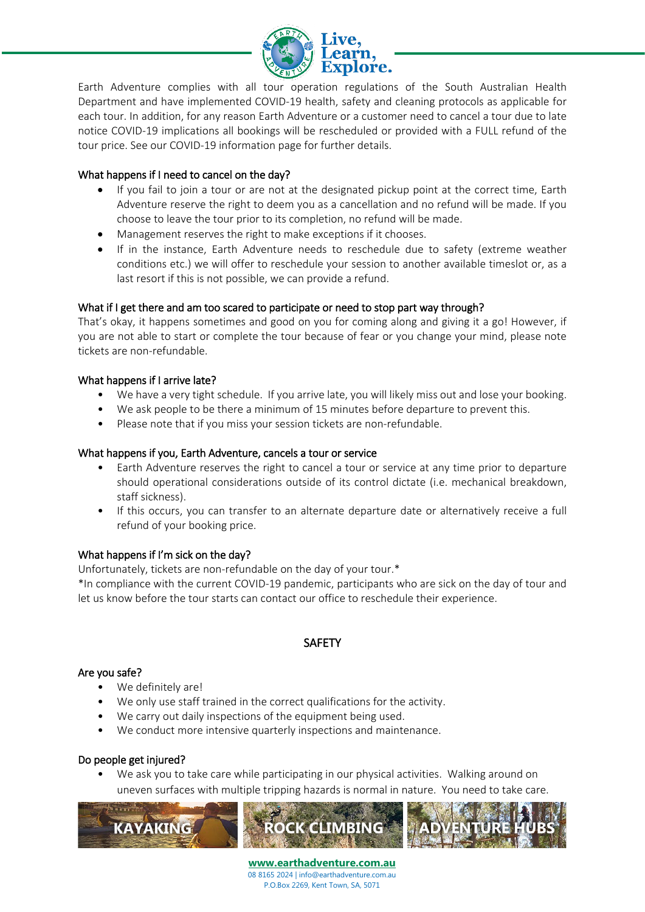Earth Adventure complies with all tour operation regulations of the South Australian Health Department and have implemented COVID-19 health, safety and cleaning protocols as applicable for each tour. In addition, for any reason Earth Adventure or a customer need to cancel a tour due to late notice COVID-19 implications all bookings will be rescheduled or provided with a FULL refund of the tour price. See our COVID-19 information page for further details.

### What happens if I need to cancel on the day?

- If you fail to join a tour or are not at the designated pickup point at the correct time, Earth Adventure reserve the right to deem you as a cancellation and no refund will be made. If you choose to leave the tour prior to its completion, no refund will be made.
- Management reserves the right to make exceptions if it chooses.
- If in the instance, Earth Adventure needs to reschedule due to safety (extreme weather conditions etc.) we will offer to reschedule your session to another available timeslot or, as a last resort if this is not possible, we can provide a refund.

### What if I get there and am too scared to participate or need to stop part way through?

That's okay, it happens sometimes and good on you for coming along and giving it a go! However, if you are not able to start or complete the tour because of fear or you change your mind, please note tickets are non-refundable.

### What happens if I arrive late?

- We have a very tight schedule. If you arrive late, you will likely miss out and lose your booking.
- We ask people to be there a minimum of 15 minutes before departure to prevent this.
- Please note that if you miss your session tickets are non-refundable.

### What happens if you, Earth Adventure, cancels a tour or service

- Earth Adventure reserves the right to cancel a tour or service at any time prior to departure should operational considerations outside of its control dictate (i.e. mechanical breakdown, staff sickness).
- If this occurs, you can transfer to an alternate departure date or alternatively receive a full refund of your booking price.

### What happens if I'm sick on the day?

Unfortunately, tickets are non-refundable on the day of your tour.*

*In compliance with the current COVID-19 pandemic, participants who are sick on the day of tour and let us know before the tour starts can contact our office to reschedule their experience.

## SAFETY

### Are you safe?

- We definitely are!
- We only use staff trained in the correct qualifications for the activity.
- We carry out daily inspections of the equipment being used.
- We conduct more intensive quarterly inspections and maintenance.

### Do people get injured?

- We ask you to take care while participating in our physical activities. Walking around on uneven surfaces with multiple tripping hazards is normal in nature. You need to take care.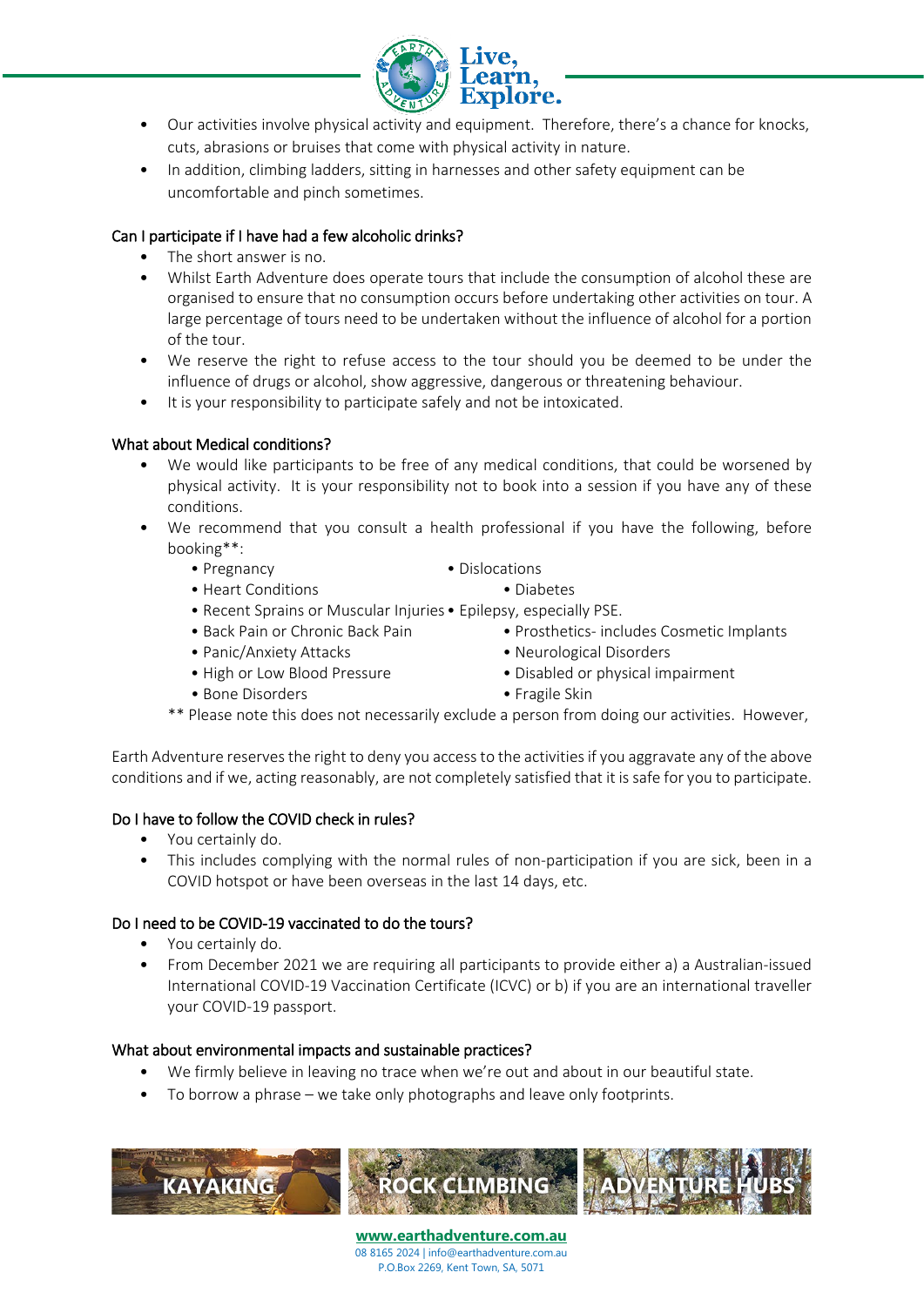- Our activities involve physical activity and equipment. Therefore, there's a chance for knocks, cuts, abrasions or bruises that come with physical activity in nature.
- In addition, climbing ladders, sitting in harnesses and other safety equipment can be uncomfortable and pinch sometimes.

### Can I participate if I have had a few alcoholic drinks?

- The short answer is no.
- Whilst Earth Adventure does operate tours that include the consumption of alcohol these are organised to ensure that no consumption occurs before undertaking other activities on tour. A large percentage of tours need to be undertaken without the influence of alcohol for a portion of the tour.
- We reserve the right to refuse access to the tour should you be deemed to be under the influence of drugs or alcohol, show aggressive, dangerous or threatening behaviour.
- It is your responsibility to participate safely and not be intoxicated.

### What about Medical conditions?

- We would like participants to be free of any medical conditions, that could be worsened by physical activity. It is your responsibility not to book into a session if you have any of these conditions.
- We recommend that you consult a health professional if you have the following, before booking**:
  - Pregnancy
  - Dislocations
  - Heart Conditions
  - Diabetes
  - Recent Sprains or Muscular Injuries
  - Epilepsy, especially PSE.
  - Back Pain or Chronic Back Pain
  - Prosthetics- includes Cosmetic Implants
  - Panic/Anxiety Attacks
  - Neurological Disorders
  - High or Low Blood Pressure
  - Disabled or physical impairment
  - Bone Disorders
  - Fragile Skin

  ** Please note this does not necessarily exclude a person from doing our activities. However,

Earth Adventure reserves the right to deny you access to the activities if you aggravate any of the above conditions and if we, acting reasonably, are not completely satisfied that it is safe for you to participate.

### Do I have to follow the COVID check in rules?

- You certainly do.
- This includes complying with the normal rules of non-participation if you are sick, been in a COVID hotspot or have been overseas in the last 14 days, etc.

### Do I need to be COVID-19 vaccinated to do the tours?

- You certainly do.
- From December 2021 we are requiring all participants to provide either a) a Australian-issued International COVID-19 Vaccination Certificate (ICVC) or b) if you are an international traveller your COVID-19 passport.

### What about environmental impacts and sustainable practices?

- We firmly believe in leaving no trace when we're out and about in our beautiful state.
- To borrow a phrase – we take only photographs and leave only footprints.

KAYAKING | ROCK CLIMBING | ADVENTURE HUBS

**www.earthadventure.com.au**
08 8165 2024 | info@earthadventure.com.au
P.O.Box 2269, Kent Town, SA, 5071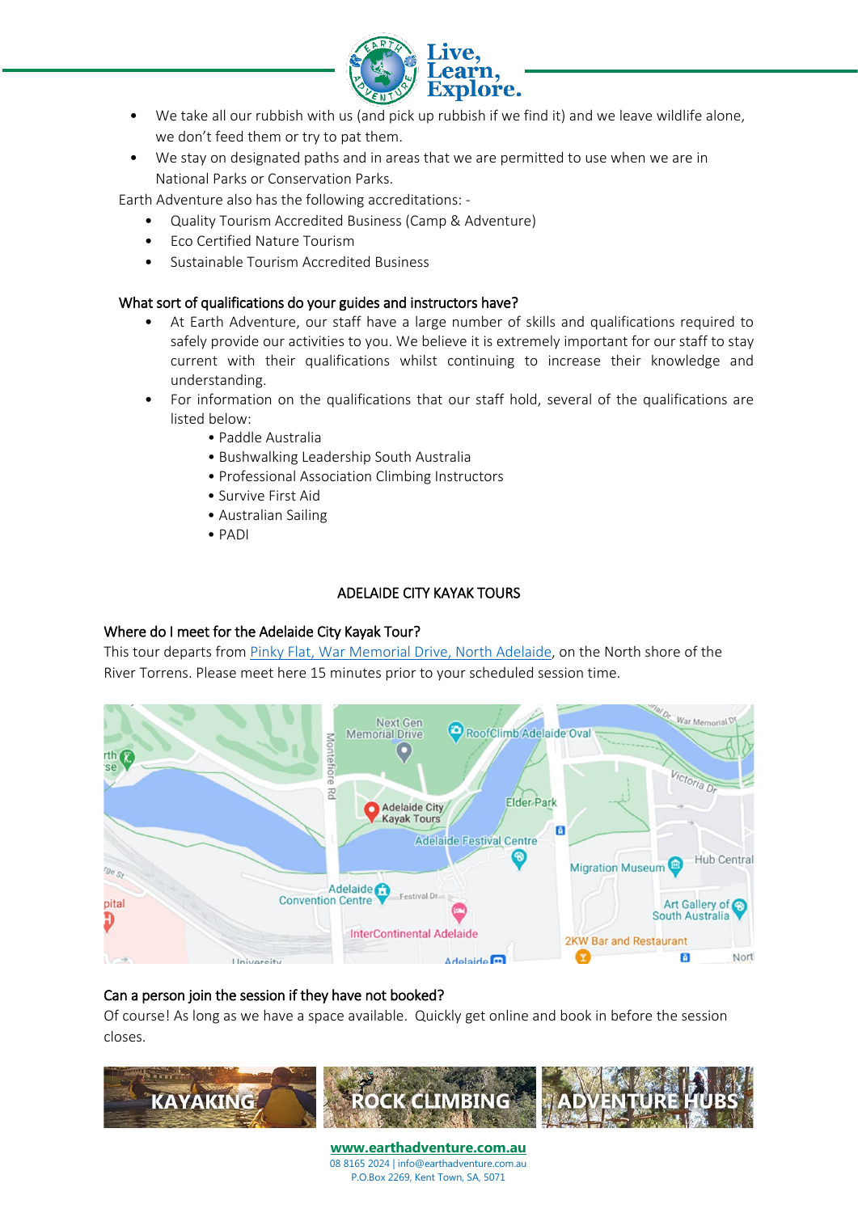- We take all our rubbish with us (and pick up rubbish if we find it) and we leave wildlife alone, we don't feed them or try to pat them.
- We stay on designated paths and in areas that we are permitted to use when we are in National Parks or Conservation Parks.

Earth Adventure also has the following accreditations: -

- Quality Tourism Accredited Business (Camp & Adventure)
- Eco Certified Nature Tourism
- Sustainable Tourism Accredited Business

### What sort of qualifications do your guides and instructors have?

- At Earth Adventure, our staff have a large number of skills and qualifications required to safely provide our activities to you. We believe it is extremely important for our staff to stay current with their qualifications whilst continuing to increase their knowledge and understanding.
- For information on the qualifications that our staff hold, several of the qualifications are listed below:
  - Paddle Australia
  - Bushwalking Leadership South Australia
  - Professional Association Climbing Instructors
  - Survive First Aid
  - Australian Sailing
  - PADI

## ADELAIDE CITY KAYAK TOURS

### Where do I meet for the Adelaide City Kayak Tour?

This tour departs from Pinky Flat, War Memorial Drive, North Adelaide, on the North shore of the River Torrens. Please meet here 15 minutes prior to your scheduled session time.

### Can a person join the session if they have not booked?

Of course! As long as we have a space available. Quickly get online and book in before the session closes.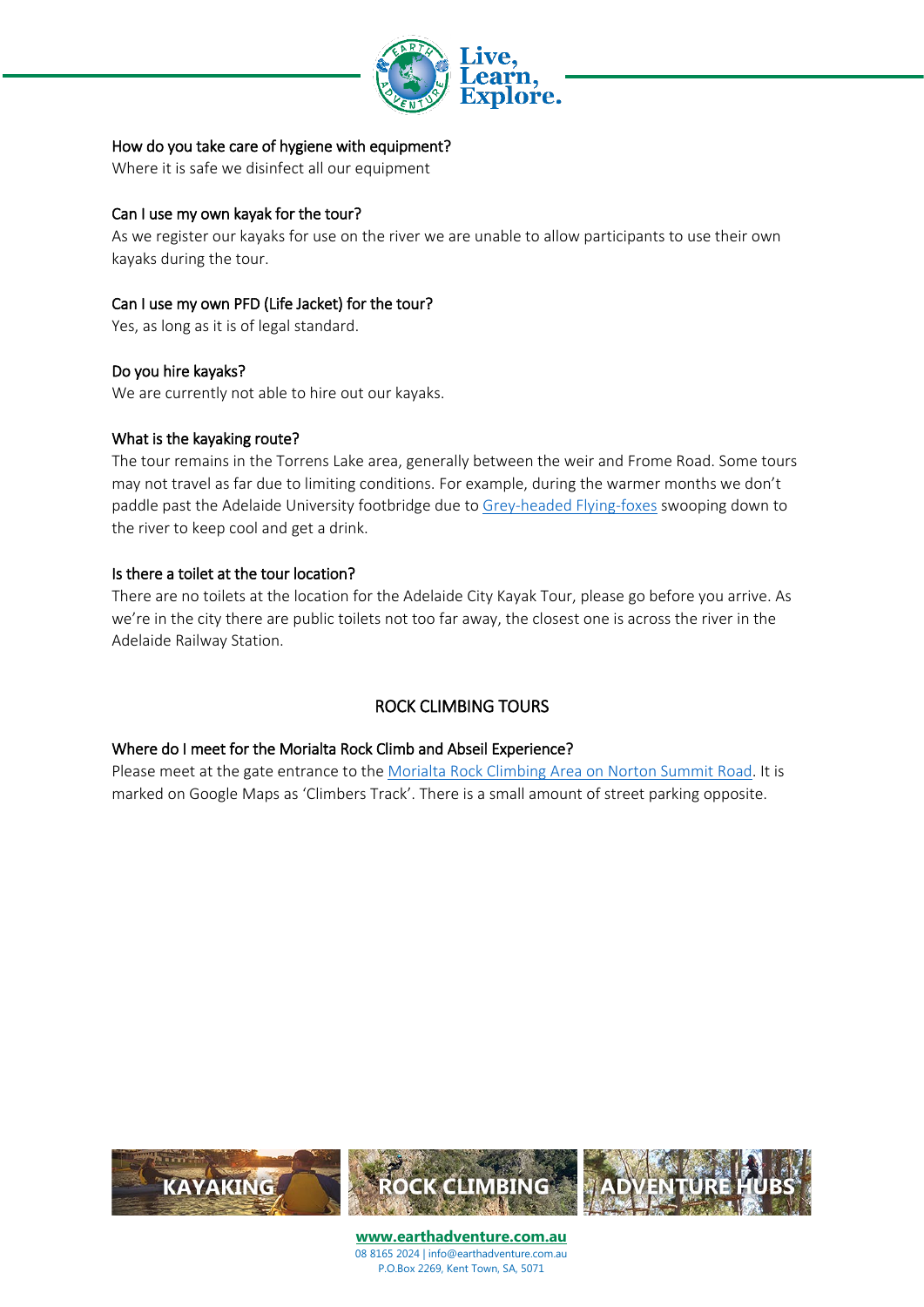### How do you take care of hygiene with equipment?

Where it is safe we disinfect all our equipment

### Can I use my own kayak for the tour?

As we register our kayaks for use on the river we are unable to allow participants to use their own kayaks during the tour.

### Can I use my own PFD (Life Jacket) for the tour?

Yes, as long as it is of legal standard.

### Do you hire kayaks?

We are currently not able to hire out our kayaks.

### What is the kayaking route?

The tour remains in the Torrens Lake area, generally between the weir and Frome Road. Some tours may not travel as far due to limiting conditions. For example, during the warmer months we don't paddle past the Adelaide University footbridge due to Grey-headed Flying-foxes swooping down to the river to keep cool and get a drink.

### Is there a toilet at the tour location?

There are no toilets at the location for the Adelaide City Kayak Tour, please go before you arrive. As we're in the city there are public toilets not too far away, the closest one is across the river in the Adelaide Railway Station.

## ROCK CLIMBING TOURS

### Where do I meet for the Morialta Rock Climb and Abseil Experience?

Please meet at the gate entrance to the Morialta Rock Climbing Area on Norton Summit Road. It is marked on Google Maps as 'Climbers Track'. There is a small amount of street parking opposite.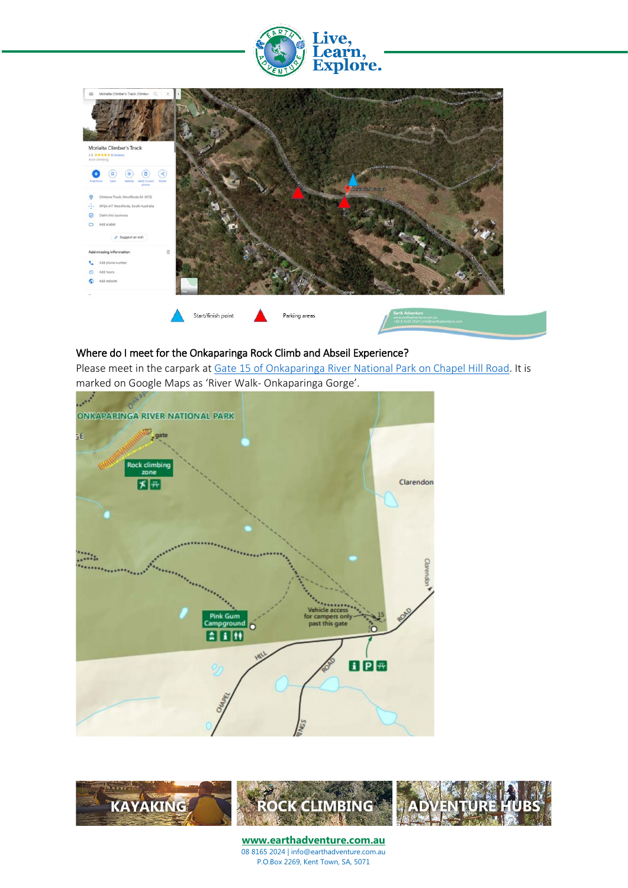Start/finish point

Parking areas

## Where do I meet for the Onkaparinga Rock Climb and Abseil Experience?

Please meet in the carpark at [Gate 15 of Onkaparinga River National Park on Chapel Hill Road](). It is marked on Google Maps as 'River Walk- Onkaparinga Gorge'.

KAYAKING | ROCK CLIMBING | ADVENTURE HUBS

**www.earthadventure.com.au**
08 8165 2024 | info@earthadventure.com.au
P.O.Box 2269, Kent Town, SA, 5071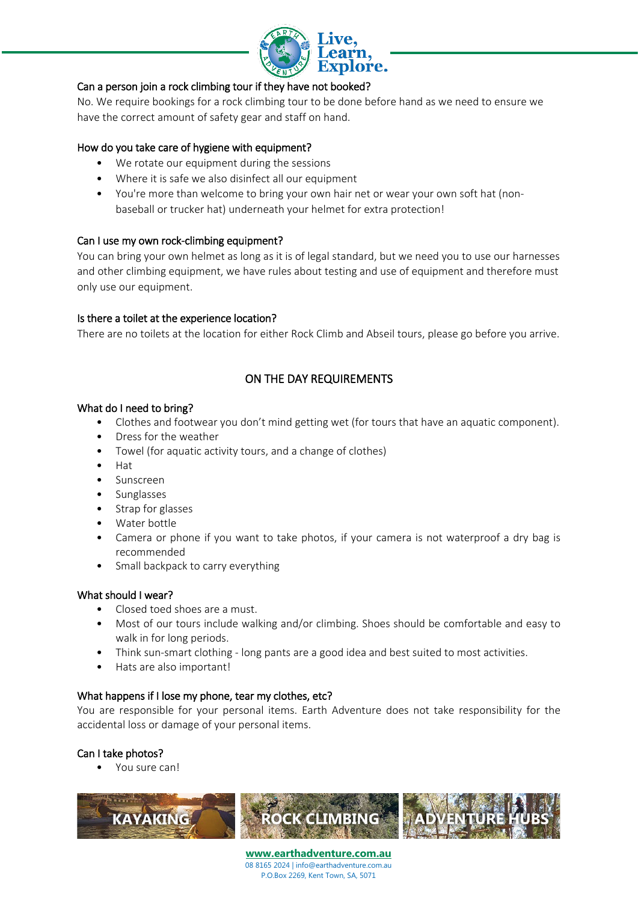### Can a person join a rock climbing tour if they have not booked?

No. We require bookings for a rock climbing tour to be done before hand as we need to ensure we have the correct amount of safety gear and staff on hand.

### How do you take care of hygiene with equipment?

- We rotate our equipment during the sessions
- Where it is safe we also disinfect all our equipment
- You're more than welcome to bring your own hair net or wear your own soft hat (non-baseball or trucker hat) underneath your helmet for extra protection!

### Can I use my own rock-climbing equipment?

You can bring your own helmet as long as it is of legal standard, but we need you to use our harnesses and other climbing equipment, we have rules about testing and use of equipment and therefore must only use our equipment.

### Is there a toilet at the experience location?

There are no toilets at the location for either Rock Climb and Abseil tours, please go before you arrive.

## ON THE DAY REQUIREMENTS

### What do I need to bring?

- Clothes and footwear you don't mind getting wet (for tours that have an aquatic component).
- Dress for the weather
- Towel (for aquatic activity tours, and a change of clothes)
- Hat
- Sunscreen
- Sunglasses
- Strap for glasses
- Water bottle
- Camera or phone if you want to take photos, if your camera is not waterproof a dry bag is recommended
- Small backpack to carry everything

### What should I wear?

- Closed toed shoes are a must.
- Most of our tours include walking and/or climbing. Shoes should be comfortable and easy to walk in for long periods.
- Think sun-smart clothing - long pants are a good idea and best suited to most activities.
- Hats are also important!

### What happens if I lose my phone, tear my clothes, etc?

You are responsible for your personal items. Earth Adventure does not take responsibility for the accidental loss or damage of your personal items.

### Can I take photos?

- You sure can!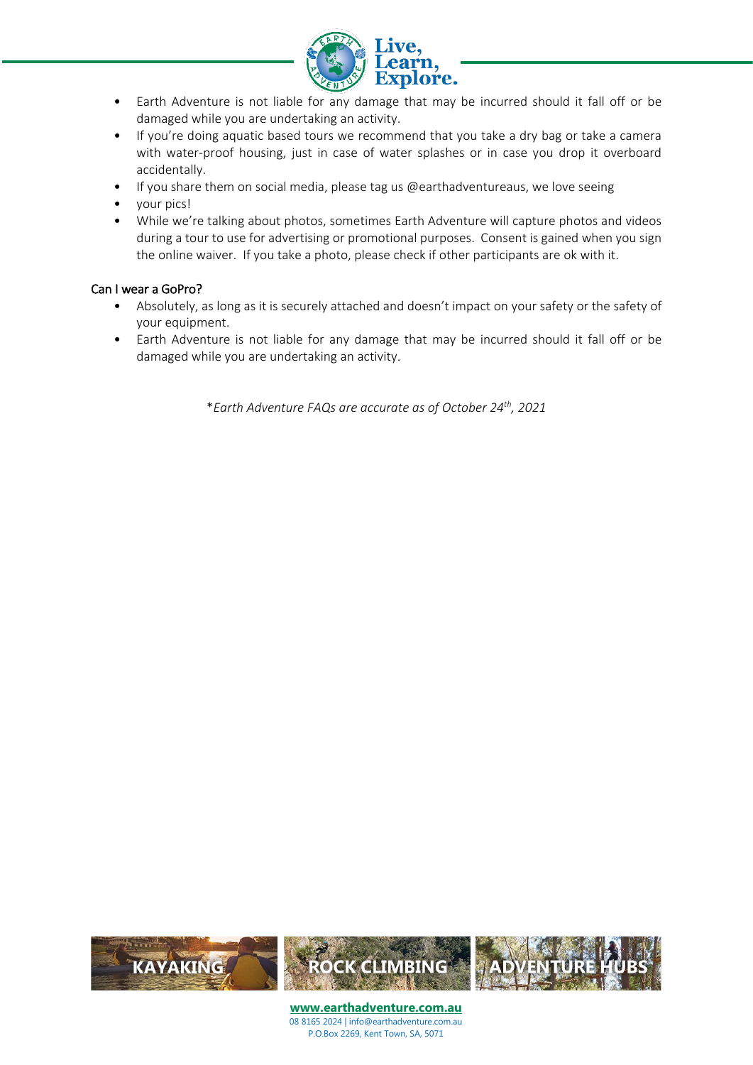- Earth Adventure is not liable for any damage that may be incurred should it fall off or be damaged while you are undertaking an activity.
- If you're doing aquatic based tours we recommend that you take a dry bag or take a camera with water-proof housing, just in case of water splashes or in case you drop it overboard accidentally.
- If you share them on social media, please tag us @earthadventureaus, we love seeing
- your pics!
- While we're talking about photos, sometimes Earth Adventure will capture photos and videos during a tour to use for advertising or promotional purposes. Consent is gained when you sign the online waiver. If you take a photo, please check if other participants are ok with it.

Can I wear a GoPro?

- Absolutely, as long as it is securely attached and doesn't impact on your safety or the safety of your equipment.
- Earth Adventure is not liable for any damage that may be incurred should it fall off or be damaged while you are undertaking an activity.

*\*Earth Adventure FAQs are accurate as of October 24th, 2021*